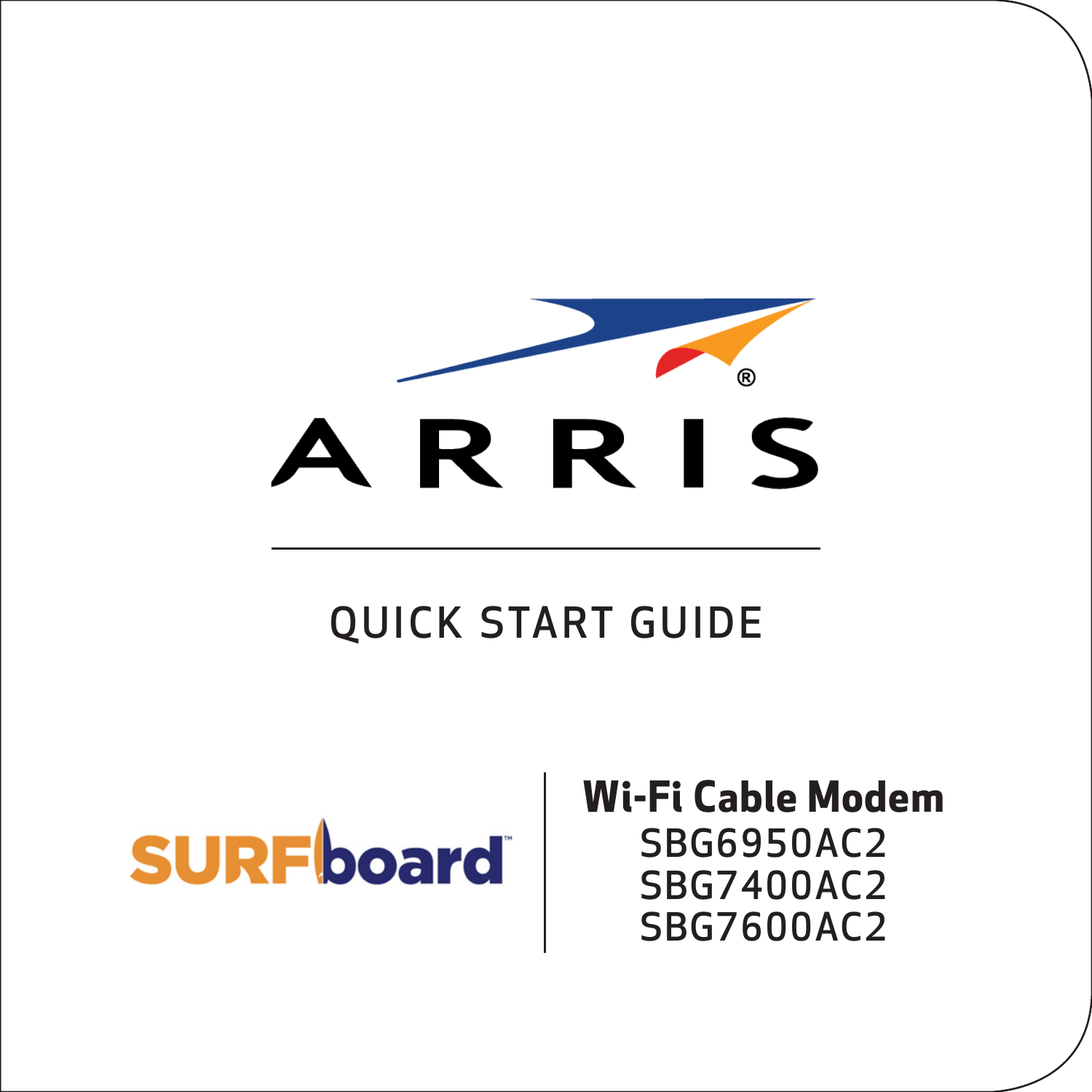# ARRIS®

## QUICK START GUIDE

SURFboard™

**Wi-Fi Cable Modem**

SBG6950AC2
SBG7400AC2
SBG7600AC2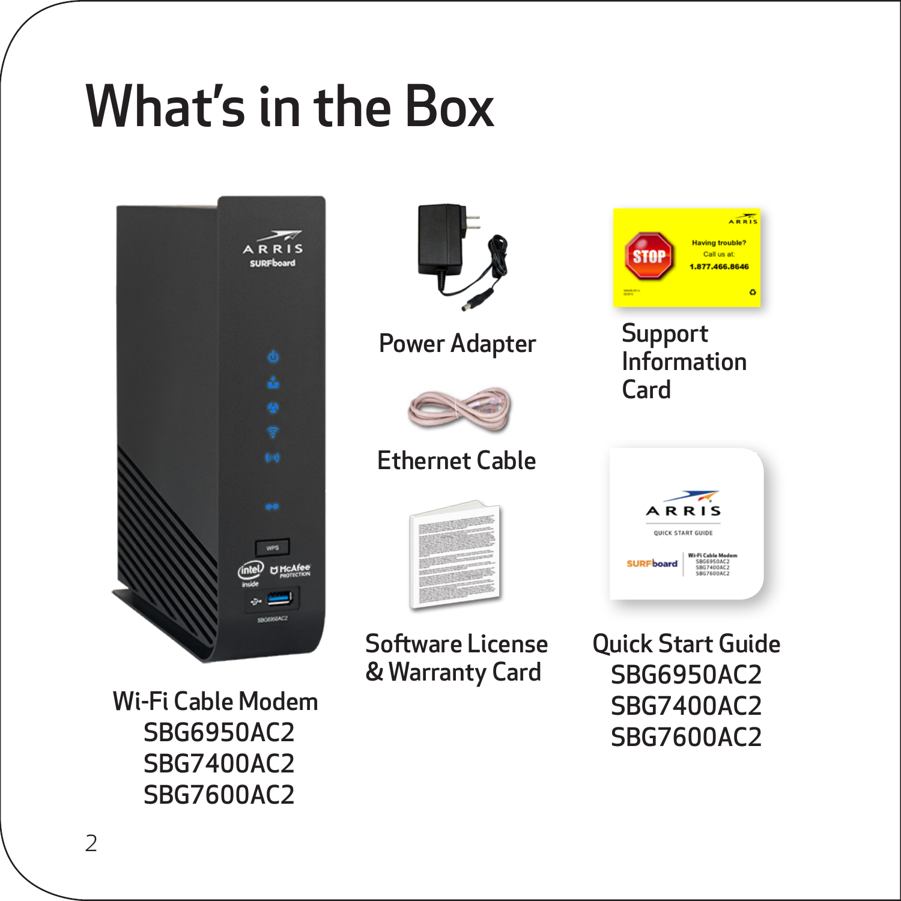# What's in the Box

Wi-Fi Cable Modem
SBG6950AC2
SBG7400AC2
SBG7600AC2

Power Adapter

Ethernet Cable

Software License & Warranty Card

Support Information Card

Quick Start Guide
SBG6950AC2
SBG7400AC2
SBG7600AC2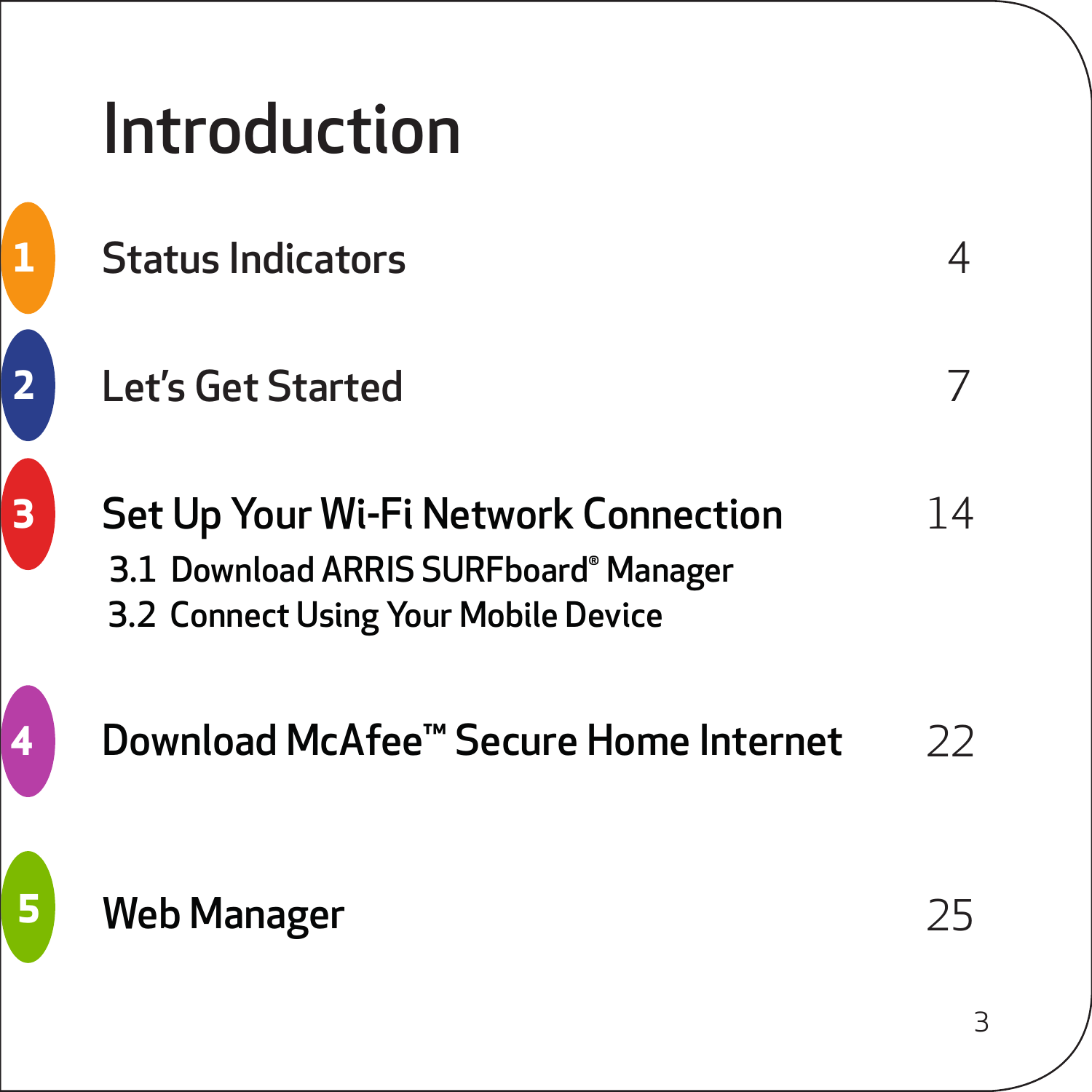# Introduction

| | | |
|---|---|---|
| 1 | Status Indicators | 4 |
| 2 | Let’s Get Started | 7 |
| 3 | Set Up Your Wi-Fi Network Connection | 14 |
| | 3.1 Download ARRIS SURFboard® Manager | |
| | 3.2 Connect Using Your Mobile Device | |
| 4 | Download McAfee™ Secure Home Internet | 22 |
| 5 | Web Manager | 25 |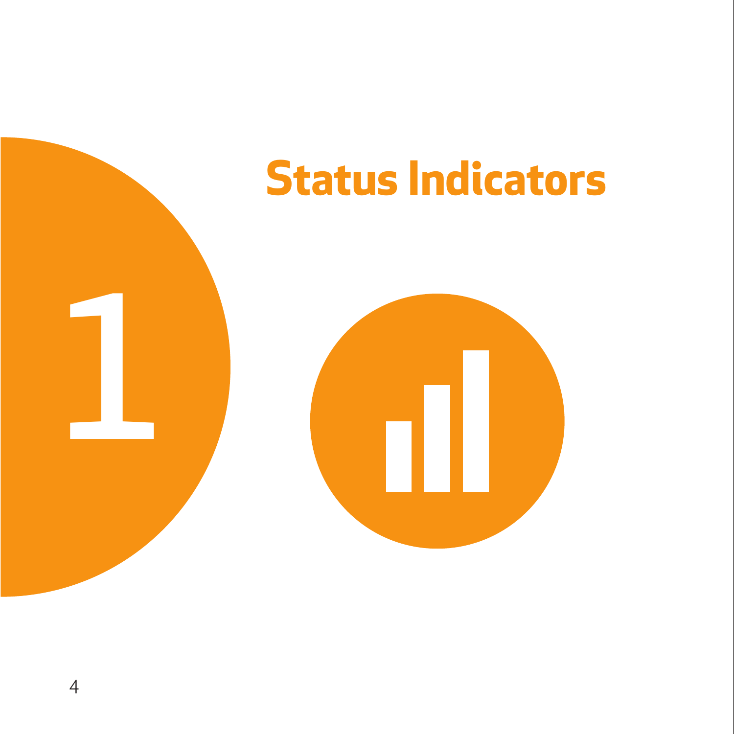# 1 Status Indicators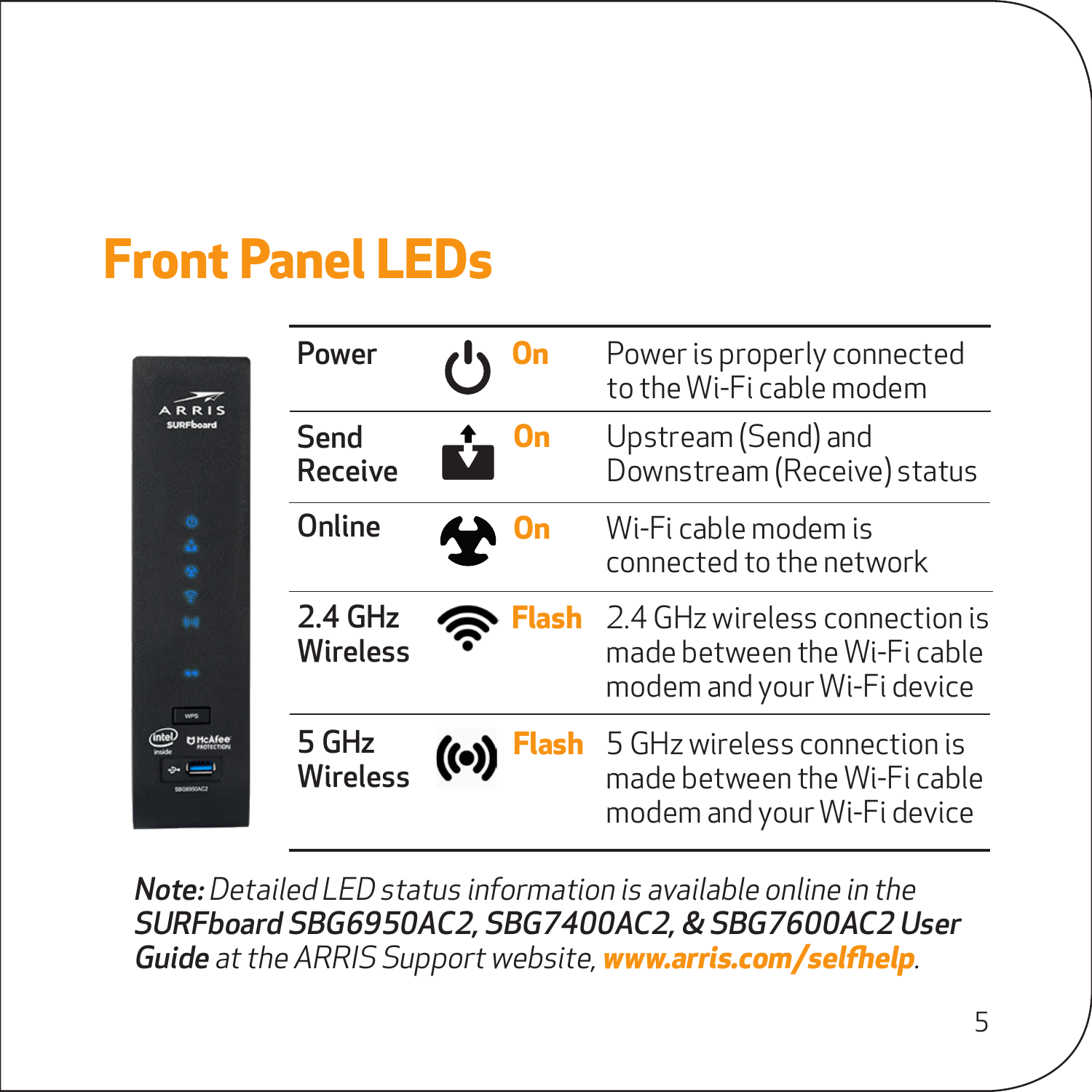# Front Panel LEDs

| LED | Status | Description |
|---|---|---|
| Power | On | Power is properly connected to the Wi-Fi cable modem |
| Send Receive | On | Upstream (Send) and Downstream (Receive) status |
| Online | On | Wi-Fi cable modem is connected to the network |
| 2.4 GHz Wireless | Flash | 2.4 GHz wireless connection is made between the Wi-Fi cable modem and your Wi-Fi device |
| 5 GHz Wireless | Flash | 5 GHz wireless connection is made between the Wi-Fi cable modem and your Wi-Fi device |

***Note:*** *Detailed LED status information is available online in the **SURFboard SBG6950AC2, SBG7400AC2, & SBG7600AC2 User Guide** at the ARRIS Support website, **www.arris.com/selfhelp**.*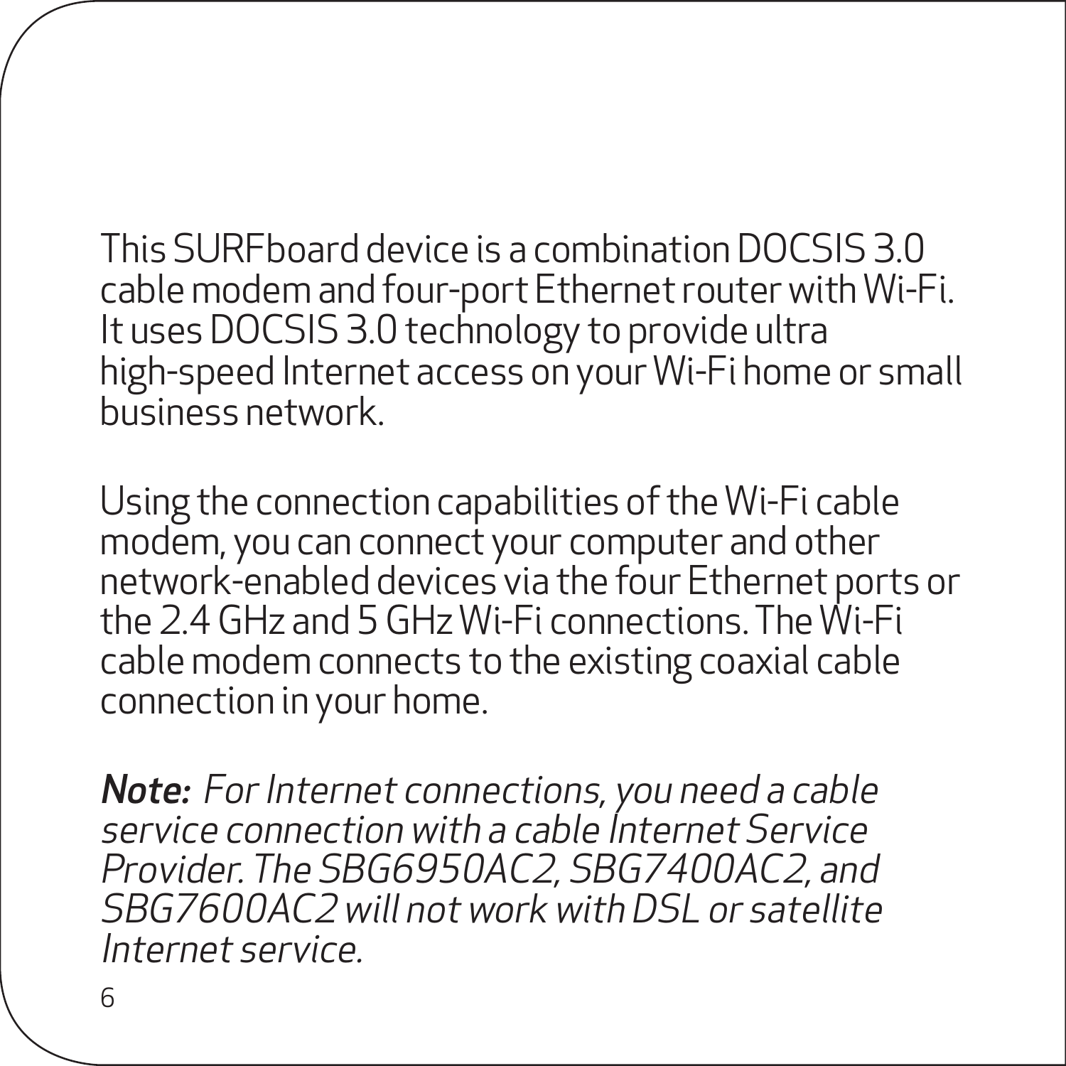This SURFboard device is a combination DOCSIS 3.0 cable modem and four-port Ethernet router with Wi-Fi. It uses DOCSIS 3.0 technology to provide ultra high-speed Internet access on your Wi-Fi home or small business network.

Using the connection capabilities of the Wi-Fi cable modem, you can connect your computer and other network-enabled devices via the four Ethernet ports or the 2.4 GHz and 5 GHz Wi-Fi connections. The Wi-Fi cable modem connects to the existing coaxial cable connection in your home.

***Note:*** *For Internet connections, you need a cable service connection with a cable Internet Service Provider. The SBG6950AC2, SBG7400AC2, and SBG7600AC2 will not work with DSL or satellite Internet service.*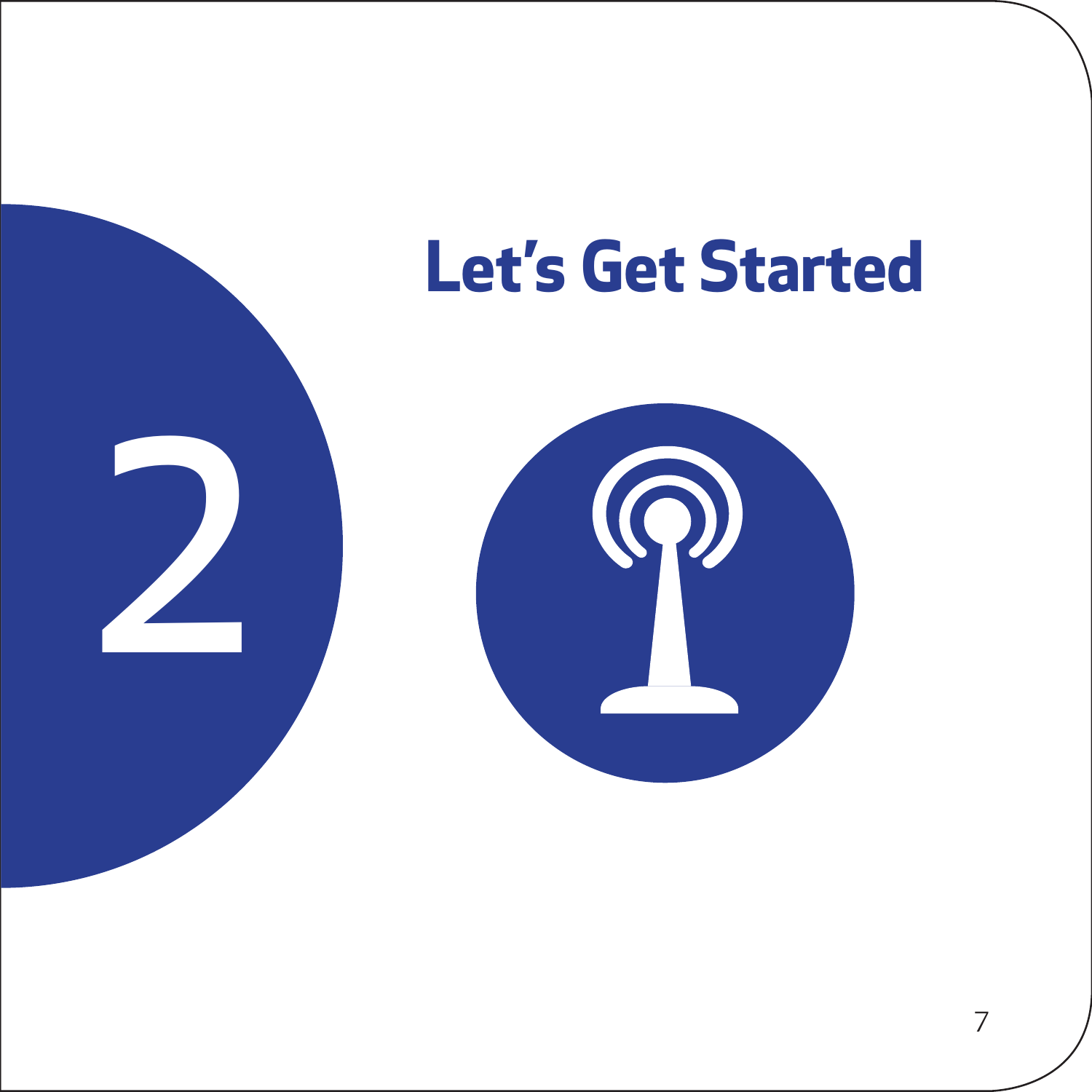2

# Let's Get Started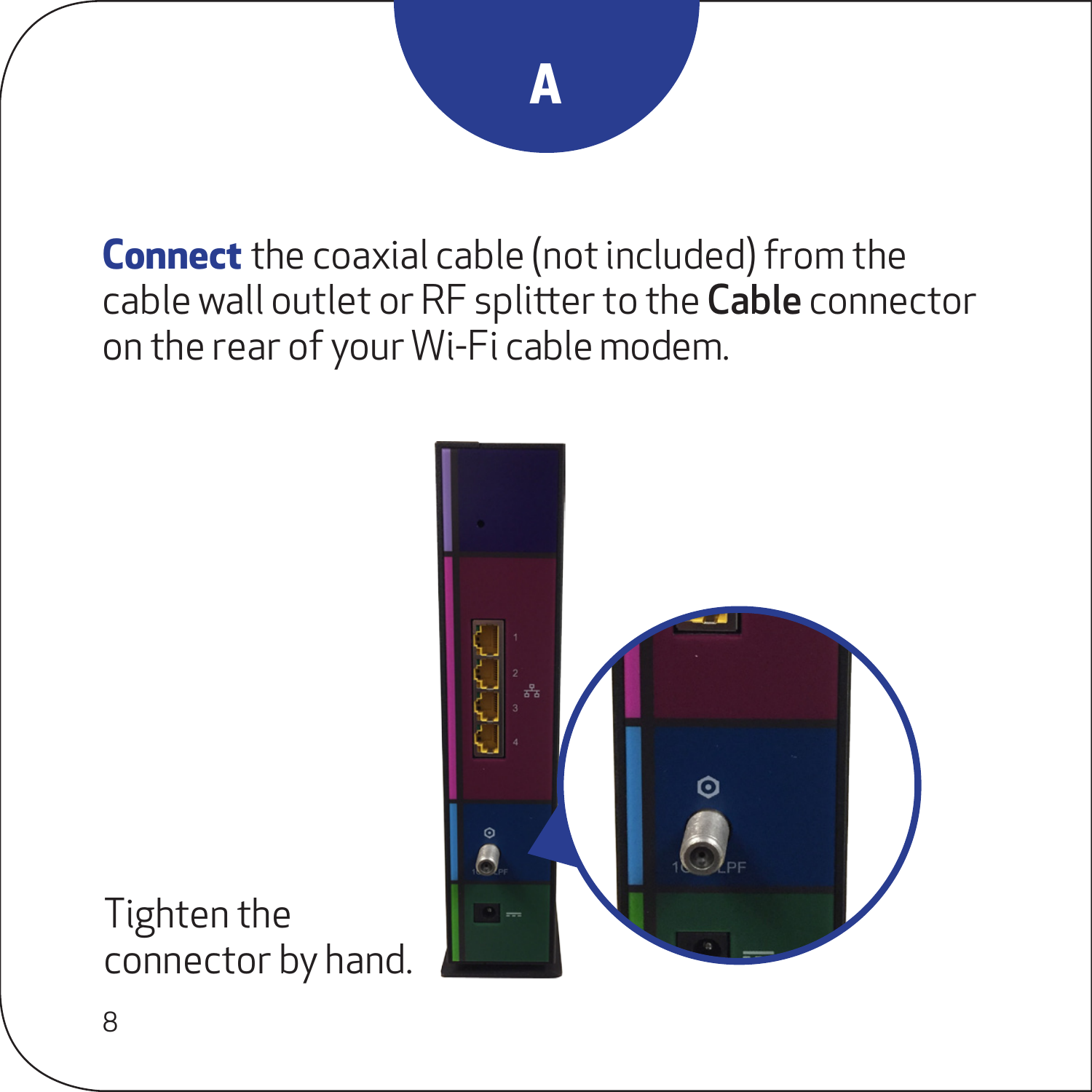# A

**Connect** the coaxial cable (not included) from the cable wall outlet or RF splitter to the **Cable** connector on the rear of your Wi-Fi cable modem.

Tighten the connector by hand.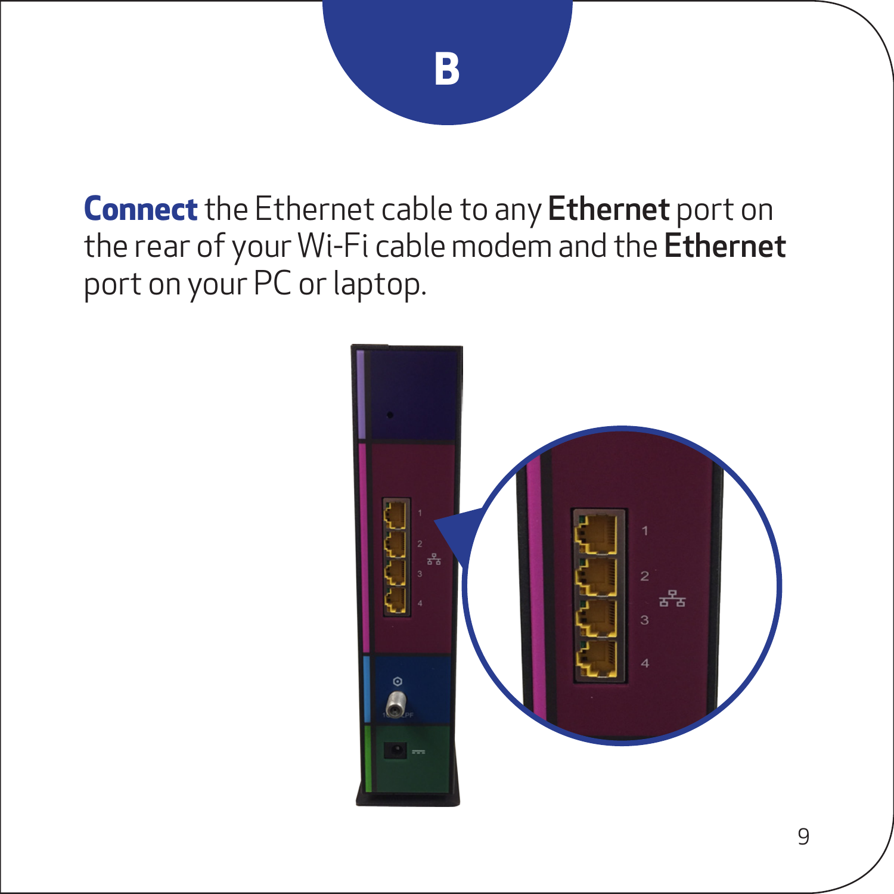# B

**Connect** the Ethernet cable to any **Ethernet** port on the rear of your Wi-Fi cable modem and the **Ethernet** port on your PC or laptop.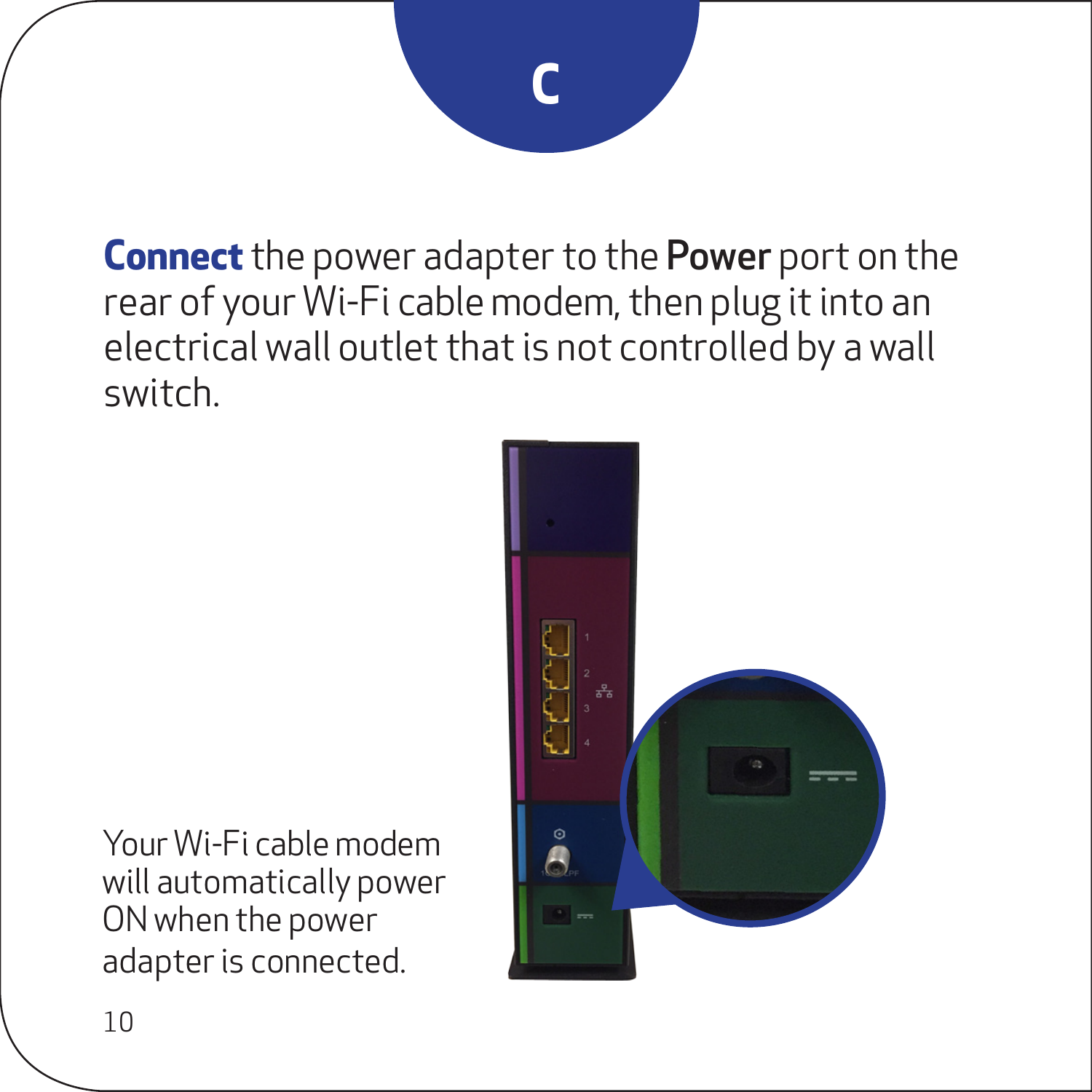# C

**Connect** the power adapter to the **Power** port on the rear of your Wi-Fi cable modem, then plug it into an electrical wall outlet that is not controlled by a wall switch.

Your Wi-Fi cable modem will automatically power ON when the power adapter is connected.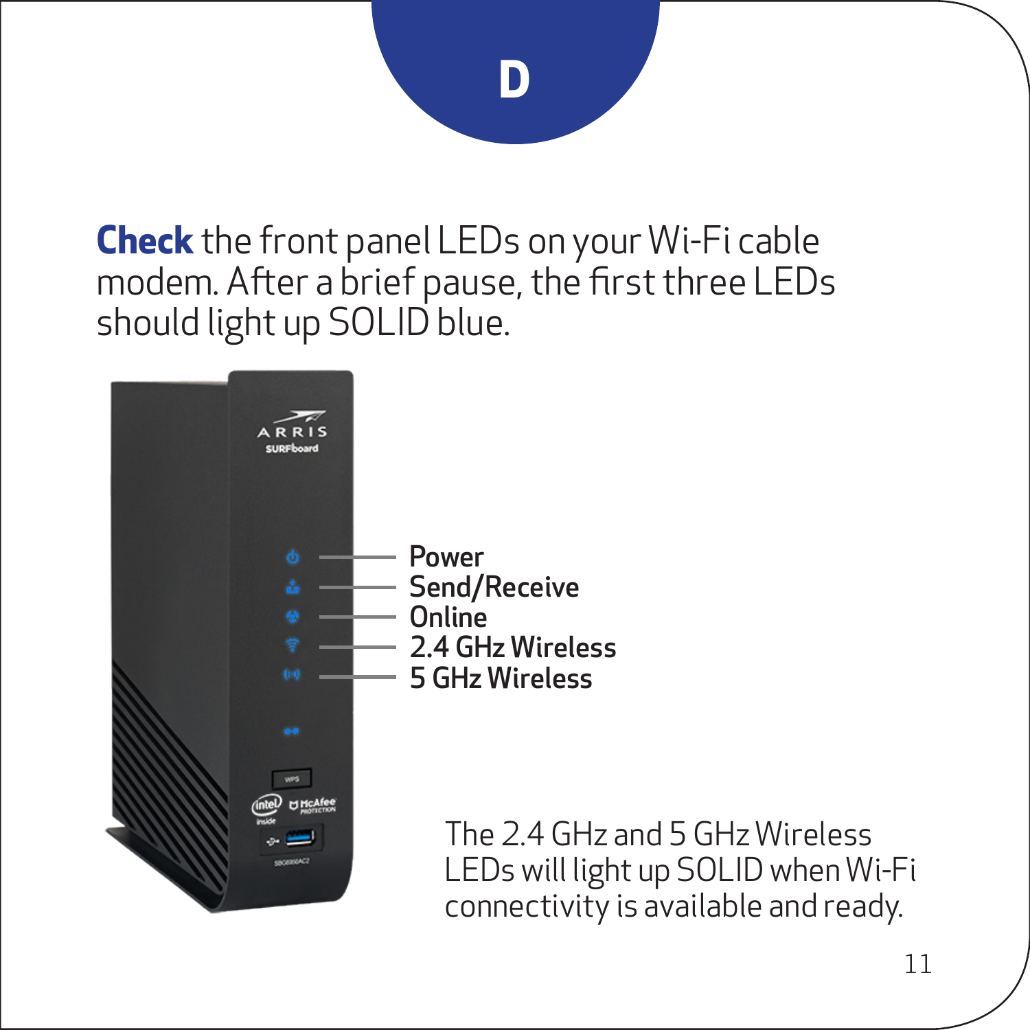# D

**Check** the front panel LEDs on your Wi-Fi cable modem. After a brief pause, the first three LEDs should light up SOLID blue.

- **Power**
- **Send/Receive**
- **Online**
- **2.4 GHz Wireless**
- **5 GHz Wireless**

The 2.4 GHz and 5 GHz Wireless LEDs will light up SOLID when Wi-Fi connectivity is available and ready.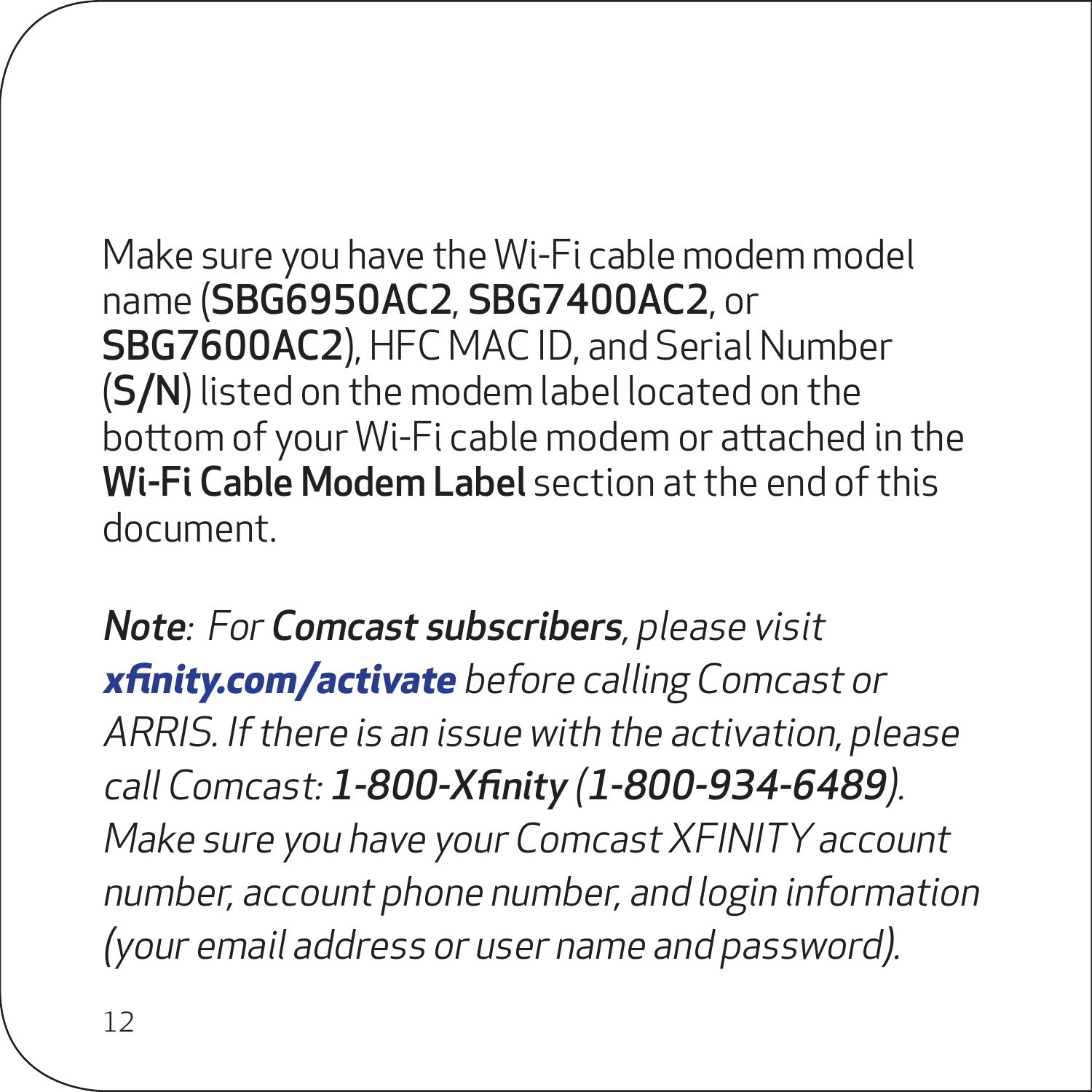Make sure you have the Wi-Fi cable modem model name (**SBG6950AC2**, **SBG7400AC2**, or **SBG7600AC2**), HFC MAC ID, and Serial Number (**S/N**) listed on the modem label located on the bottom of your Wi-Fi cable modem or attached in the **Wi-Fi Cable Modem Label** section at the end of this document.

***Note***: *For **Comcast subscribers**, please visit **xfinity.com/activate** before calling Comcast or ARRIS. If there is an issue with the activation, please call Comcast: **1-800-Xfinity** (**1-800-934-6489**). Make sure you have your Comcast XFINITY account number, account phone number, and login information (your email address or user name and password).*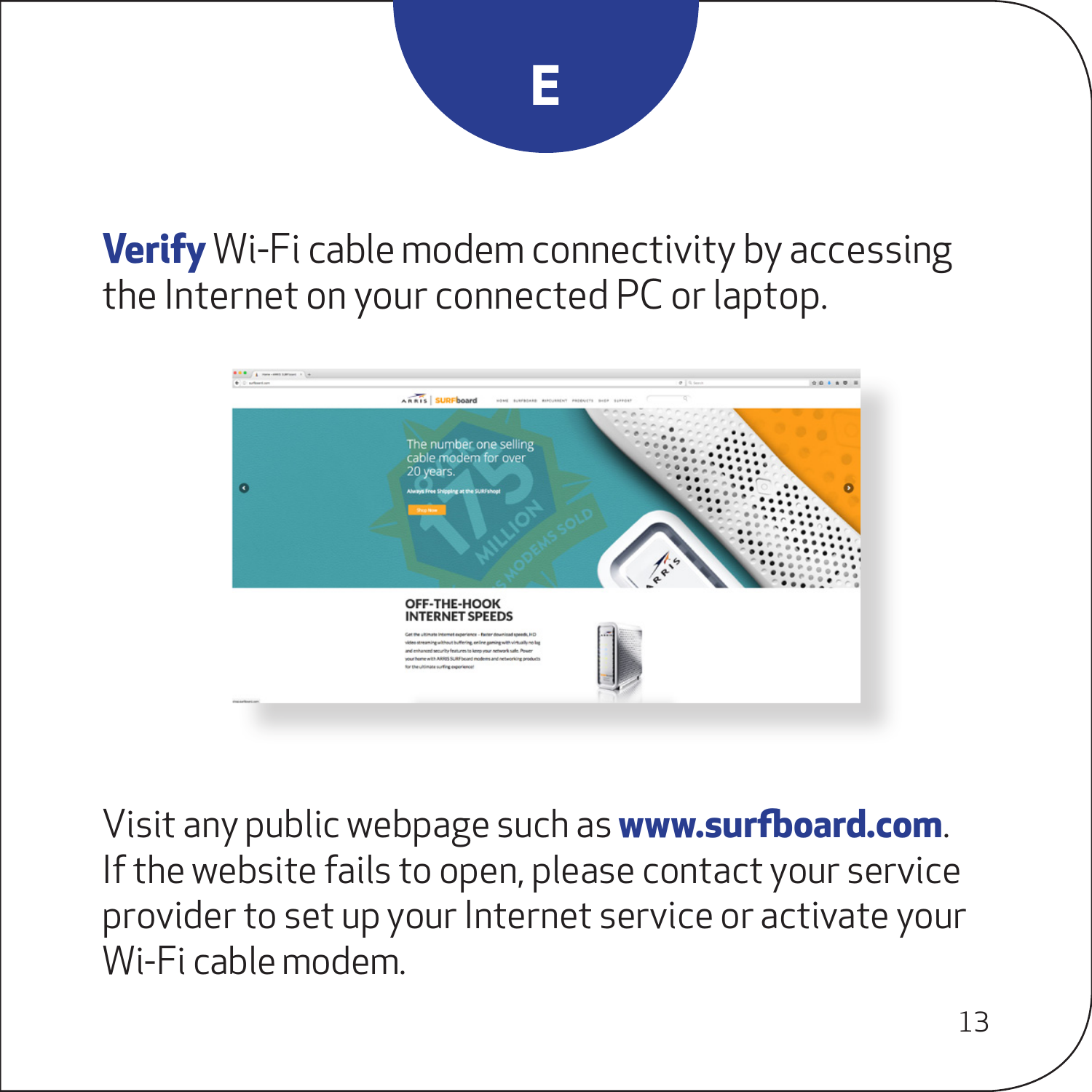# E

**Verify** Wi-Fi cable modem connectivity by accessing the Internet on your connected PC or laptop.

Visit any public webpage such as **www.surfboard.com**. If the website fails to open, please contact your service provider to set up your Internet service or activate your Wi-Fi cable modem.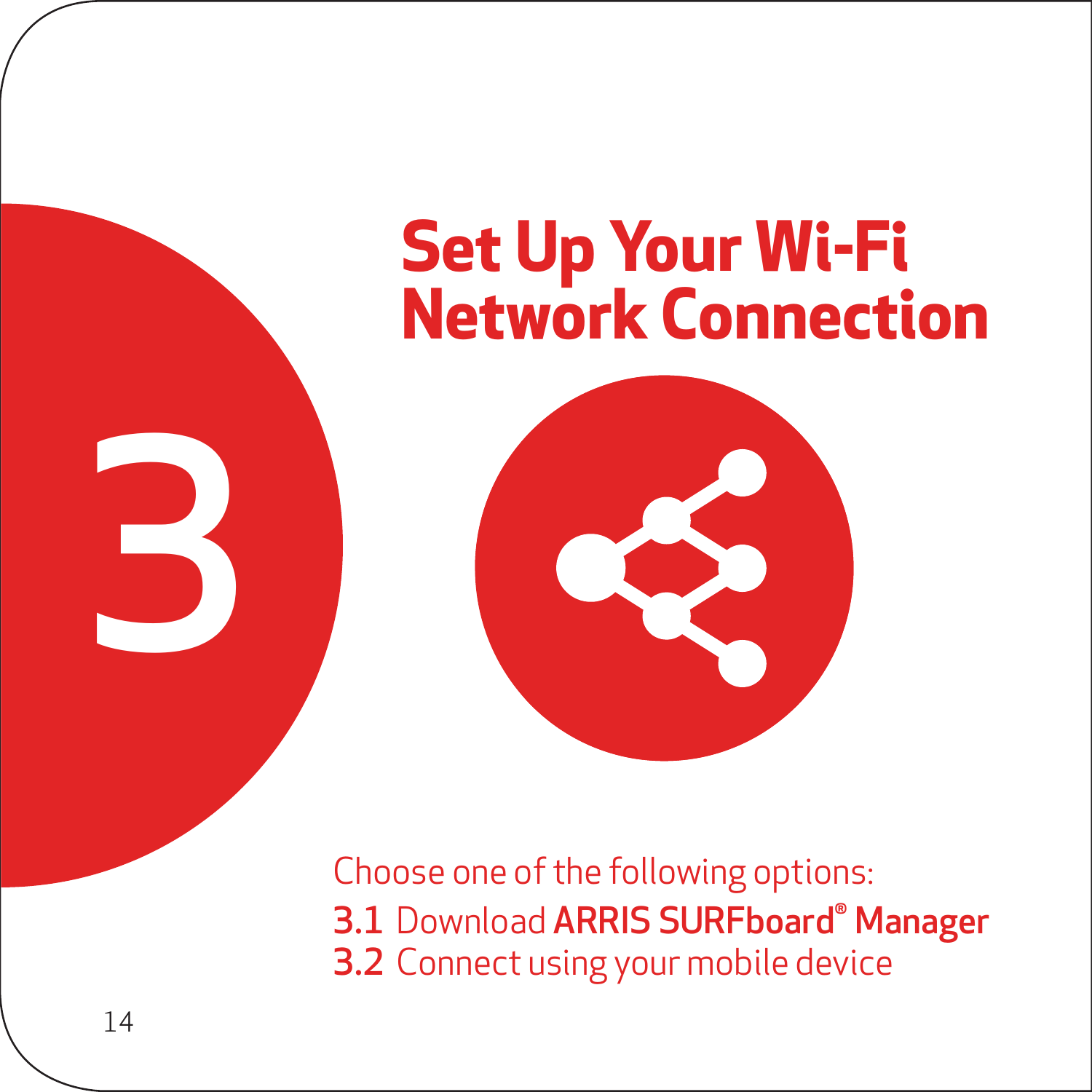# 3 Set Up Your Wi-Fi Network Connection

Choose one of the following options:

**3.1** Download **ARRIS SURFboard® Manager**

**3.2** Connect using your mobile device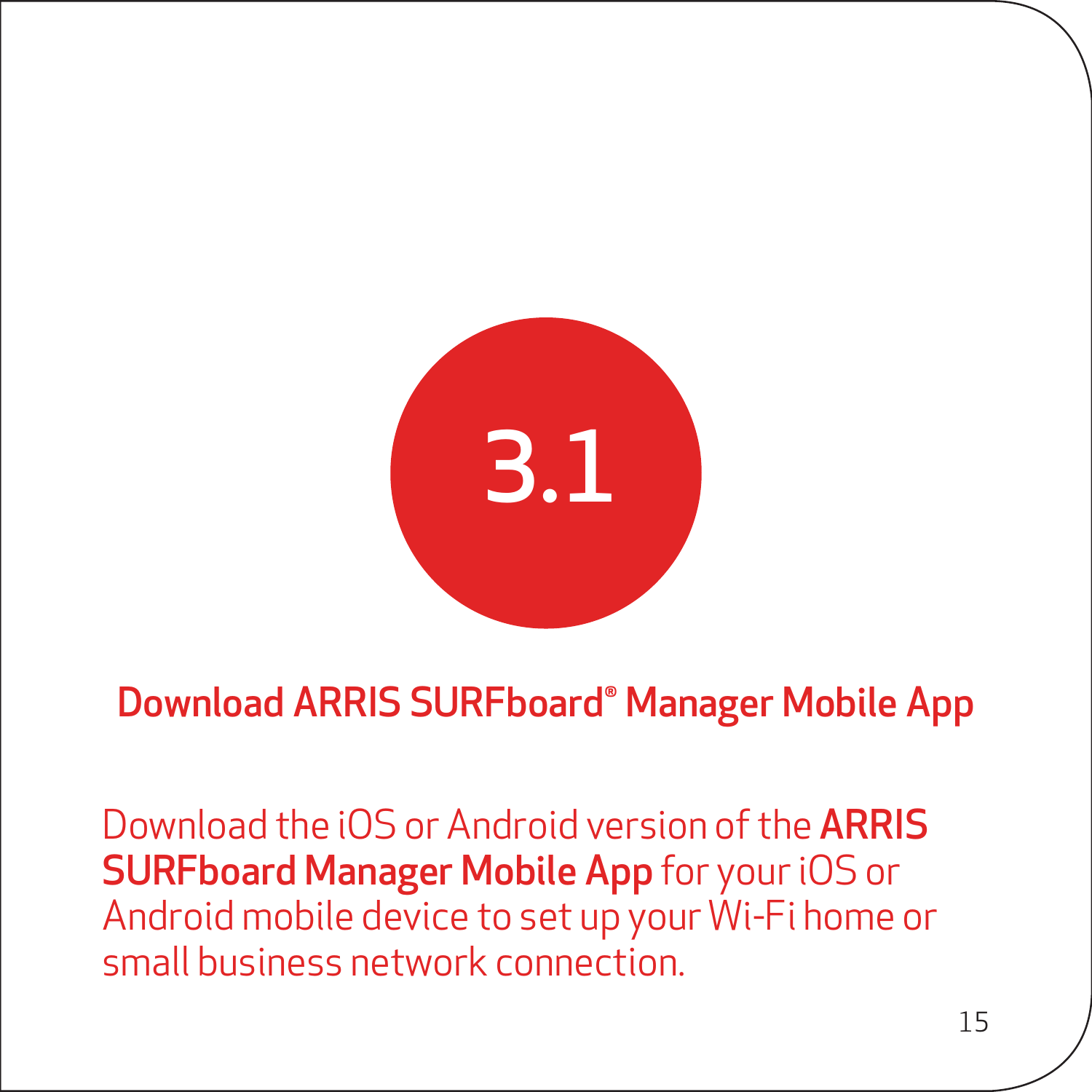# 3.1

## Download ARRIS SURFboard® Manager Mobile App

Download the iOS or Android version of the **ARRIS SURFboard Manager Mobile App** for your iOS or Android mobile device to set up your Wi-Fi home or small business network connection.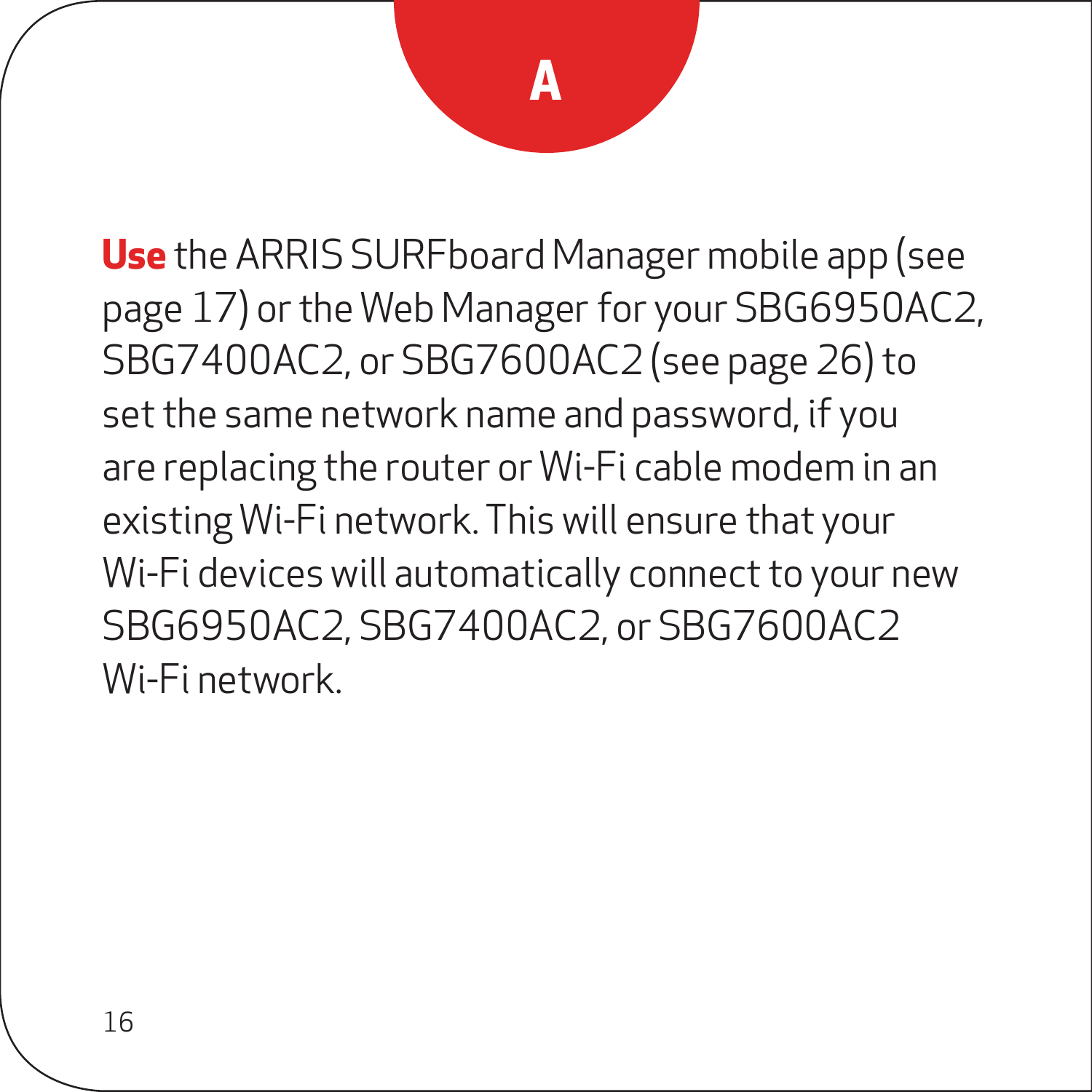# A

**Use** the ARRIS SURFboard Manager mobile app (see page 17) or the Web Manager for your SBG6950AC2, SBG7400AC2, or SBG7600AC2 (see page 26) to set the same network name and password, if you are replacing the router or Wi-Fi cable modem in an existing Wi-Fi network. This will ensure that your Wi-Fi devices will automatically connect to your new SBG6950AC2, SBG7400AC2, or SBG7600AC2 Wi-Fi network.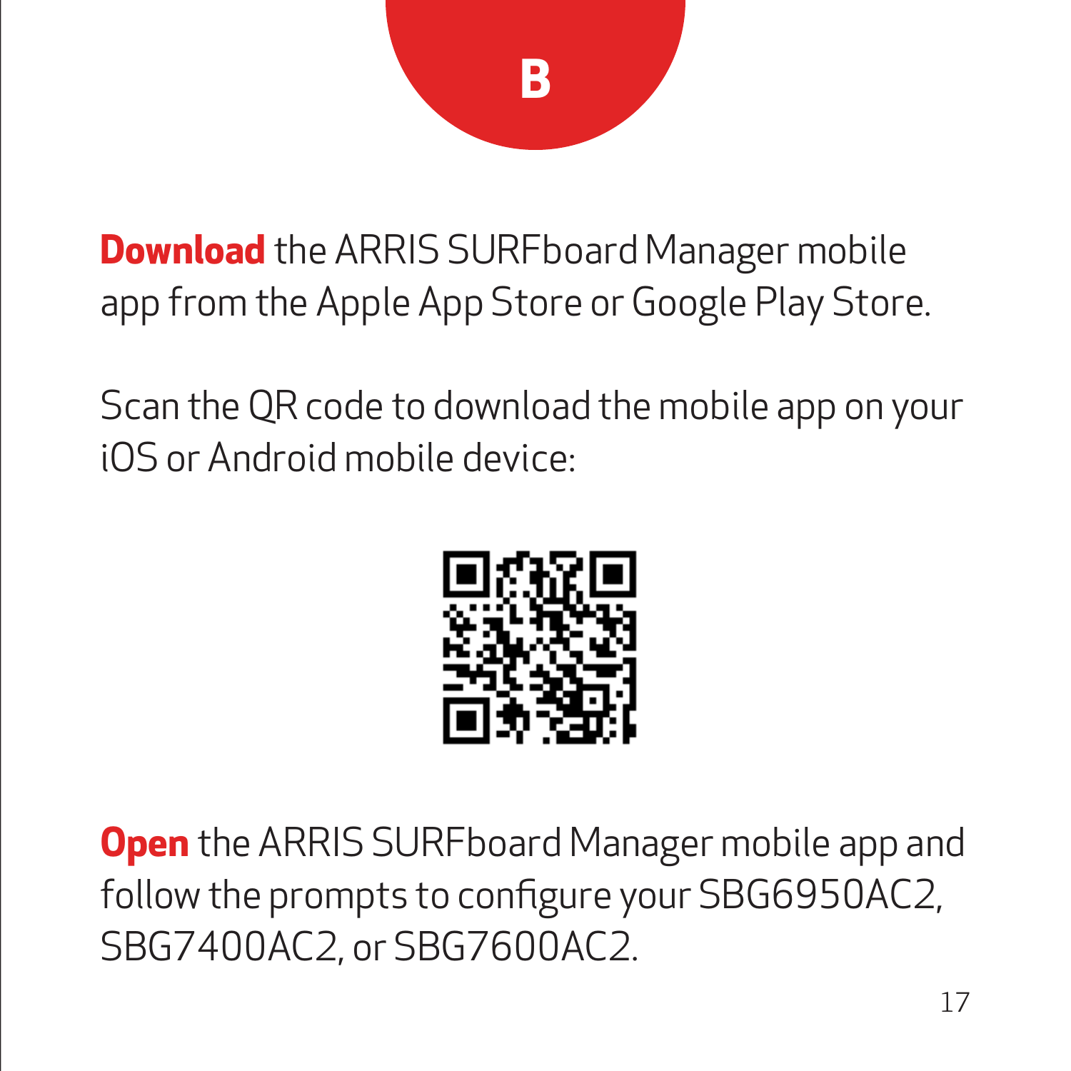# B

**Download** the ARRIS SURFboard Manager mobile app from the Apple App Store or Google Play Store.

Scan the QR code to download the mobile app on your iOS or Android mobile device:

**Open** the ARRIS SURFboard Manager mobile app and follow the prompts to configure your SBG6950AC2, SBG7400AC2, or SBG7600AC2.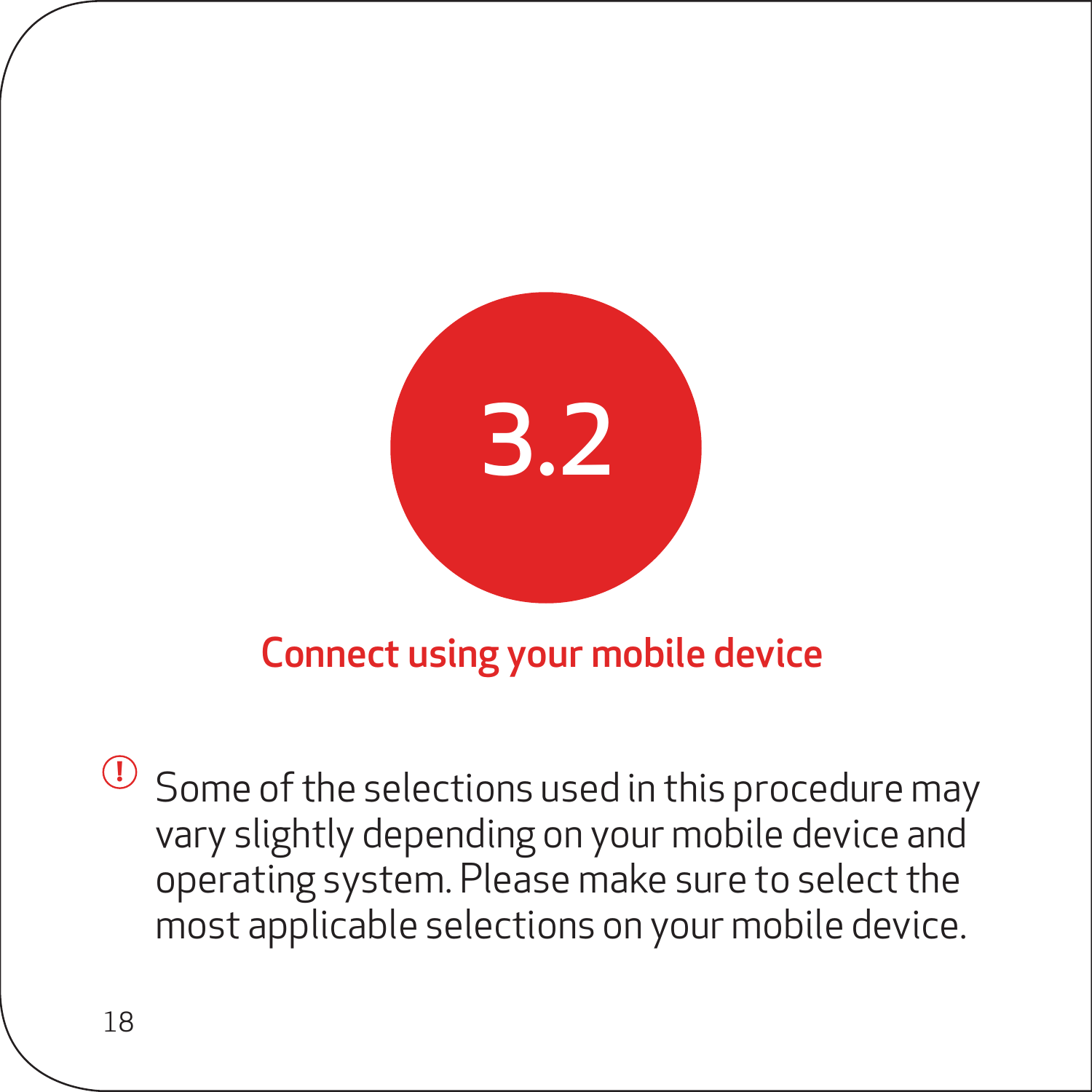# 3.2

## Connect using your mobile device

(!) Some of the selections used in this procedure may vary slightly depending on your mobile device and operating system. Please make sure to select the most applicable selections on your mobile device.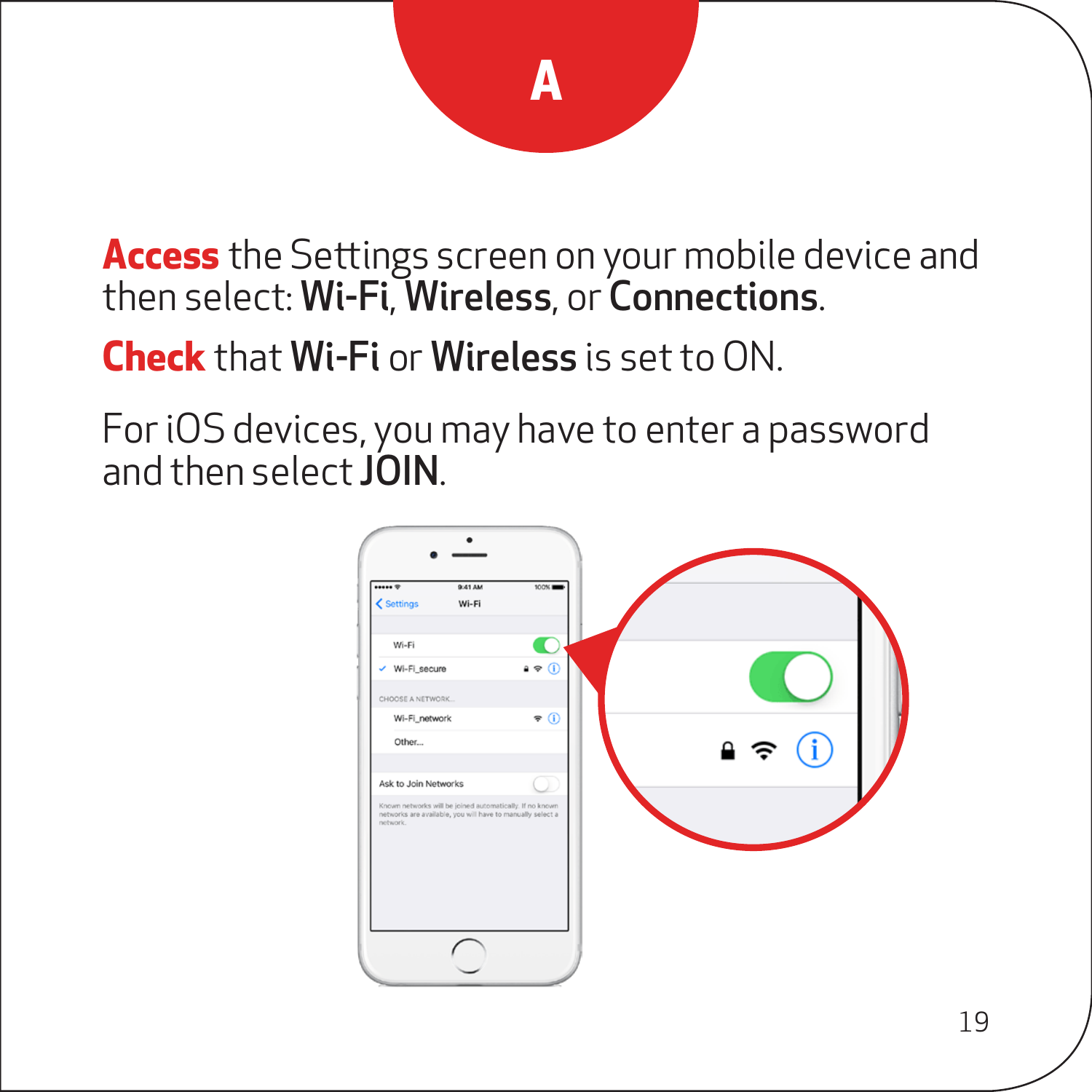# A

**Access** the Settings screen on your mobile device and then select: **Wi-Fi**, **Wireless**, or **Connections**.

**Check** that **Wi-Fi** or **Wireless** is set to ON.

For iOS devices, you may have to enter a password and then select **JOIN**.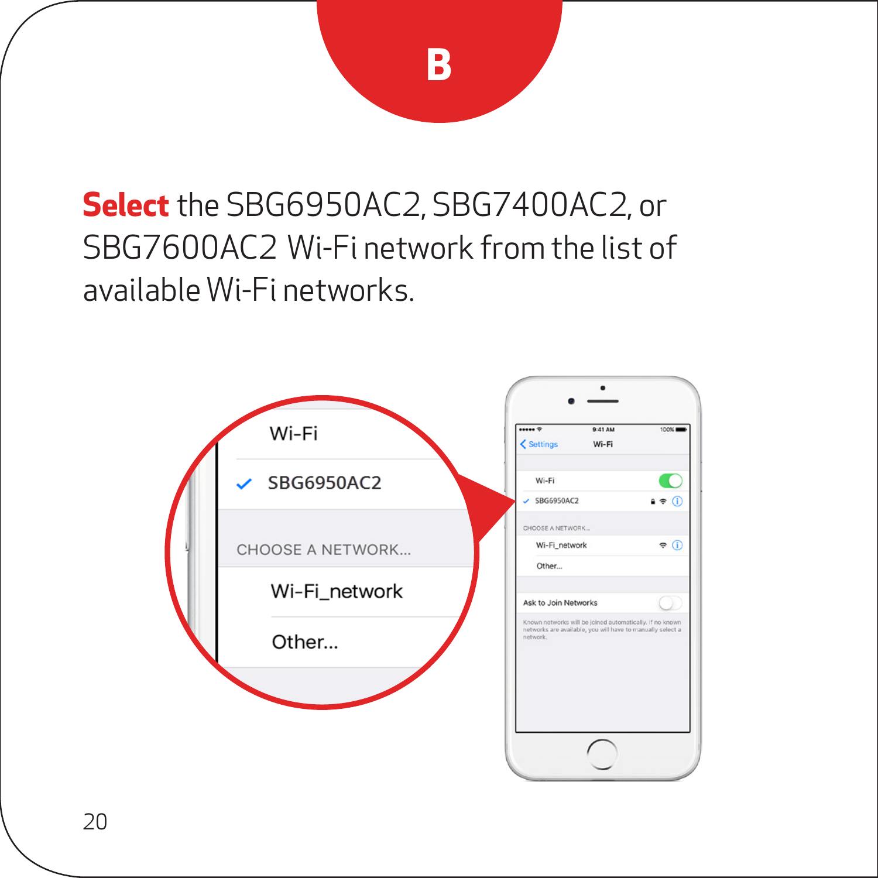# B

**Select** the SBG6950AC2, SBG7400AC2, or SBG7600AC2 Wi-Fi network from the list of available Wi-Fi networks.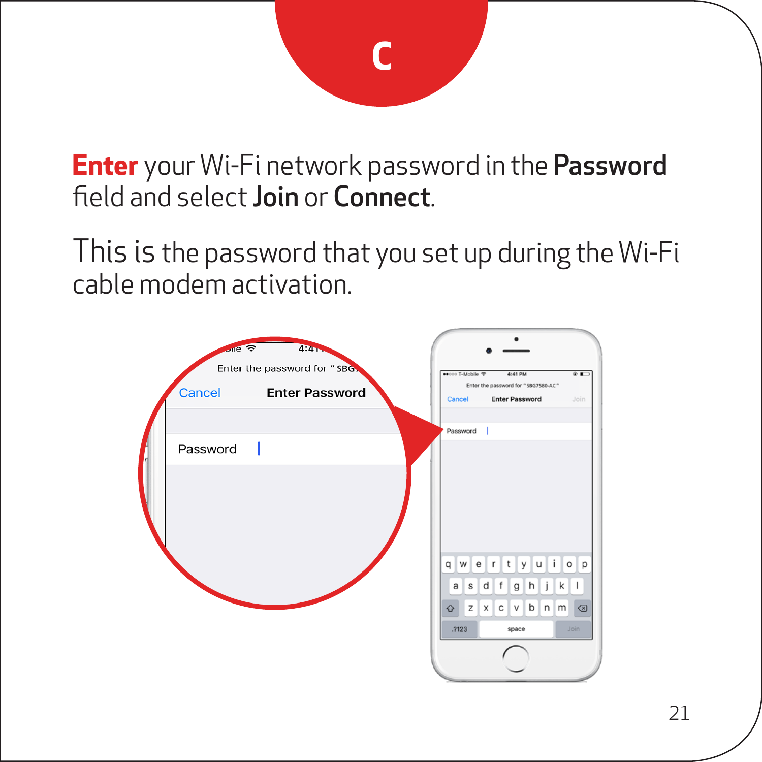# C

**Enter** your Wi-Fi network password in the **Password** field and select **Join** or **Connect**.

This is the password that you set up during the Wi-Fi cable modem activation.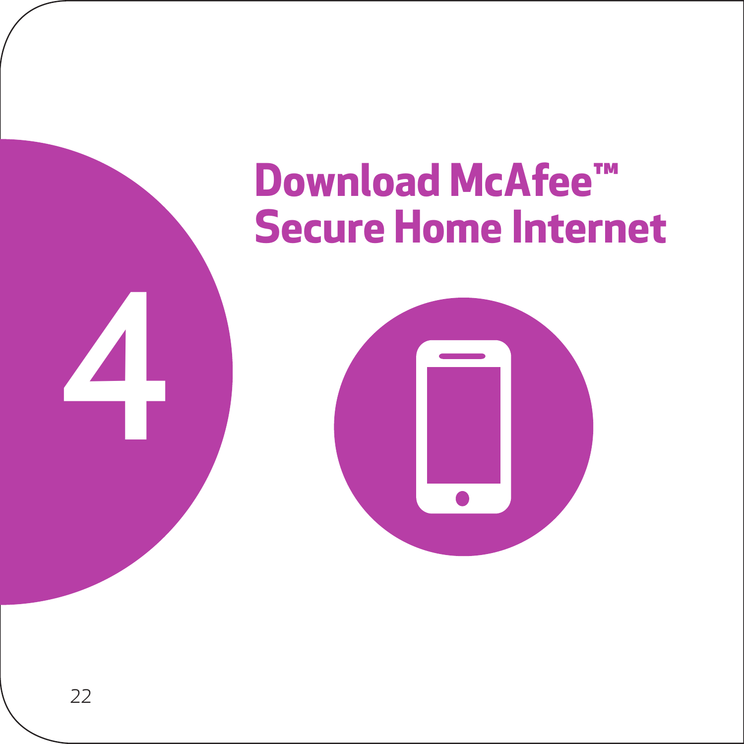4

# Download McAfee™ Secure Home Internet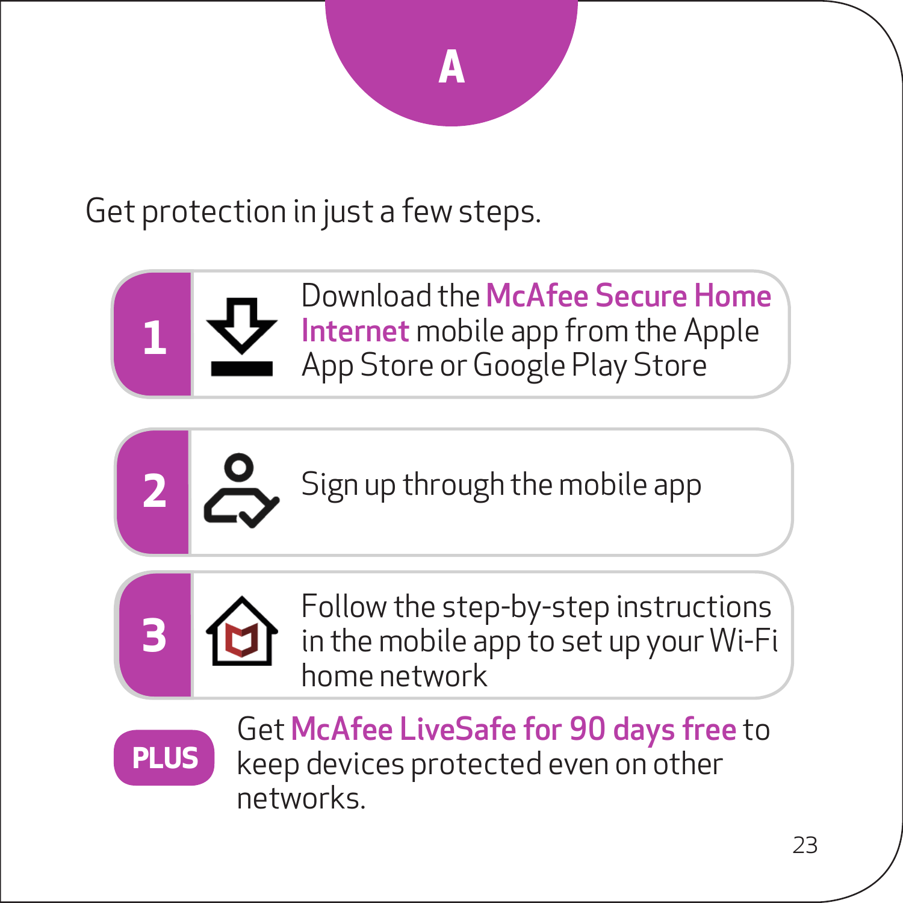# A

Get protection in just a few steps.

1. Download the **McAfee Secure Home Internet** mobile app from the Apple App Store or Google Play Store
2. Sign up through the mobile app
3. Follow the step-by-step instructions in the mobile app to set up your Wi-Fi home network

**PLUS** Get **McAfee LiveSafe for 90 days free** to keep devices protected even on other networks.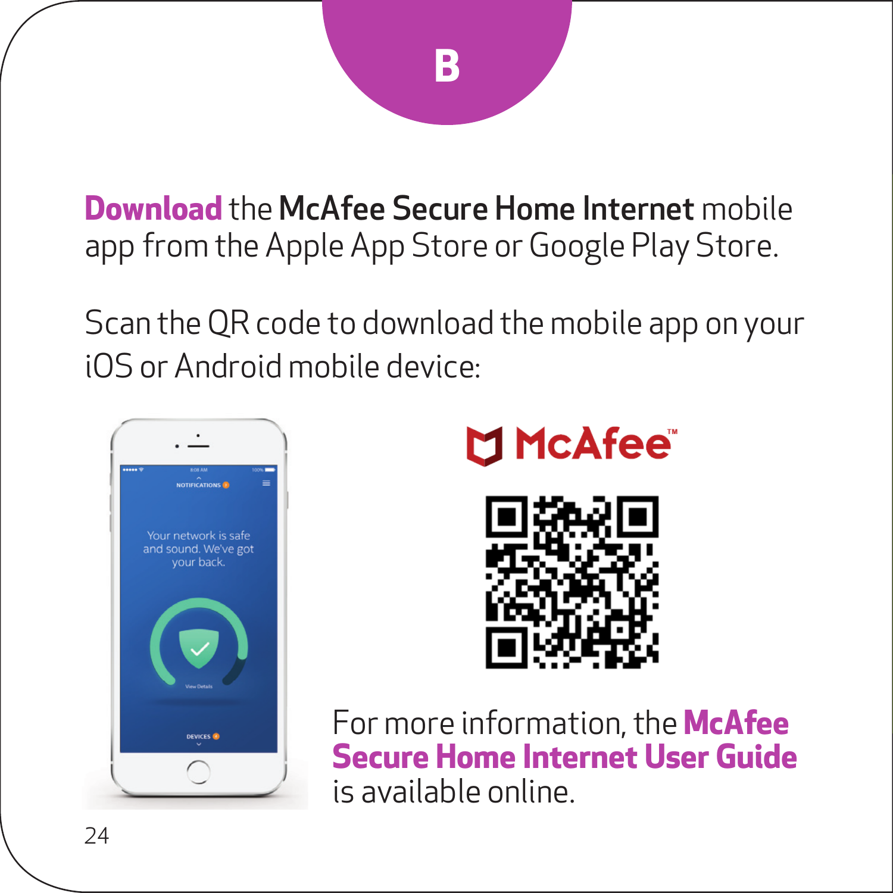# B

**Download** the **McAfee Secure Home Internet** mobile app from the Apple App Store or Google Play Store.

Scan the QR code to download the mobile app on your iOS or Android mobile device:

For more information, the **McAfee Secure Home Internet User Guide** is available online.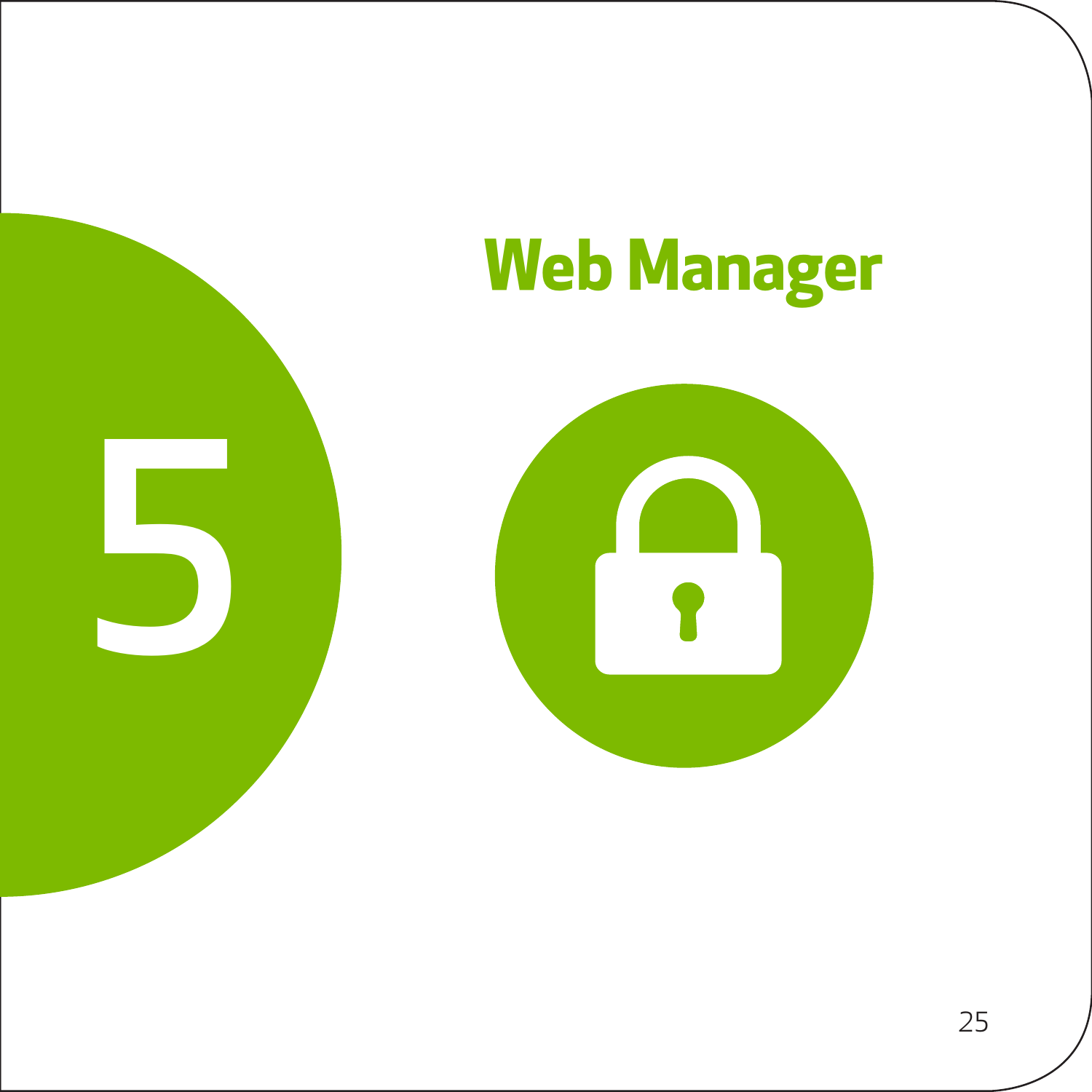# 5 Web Manager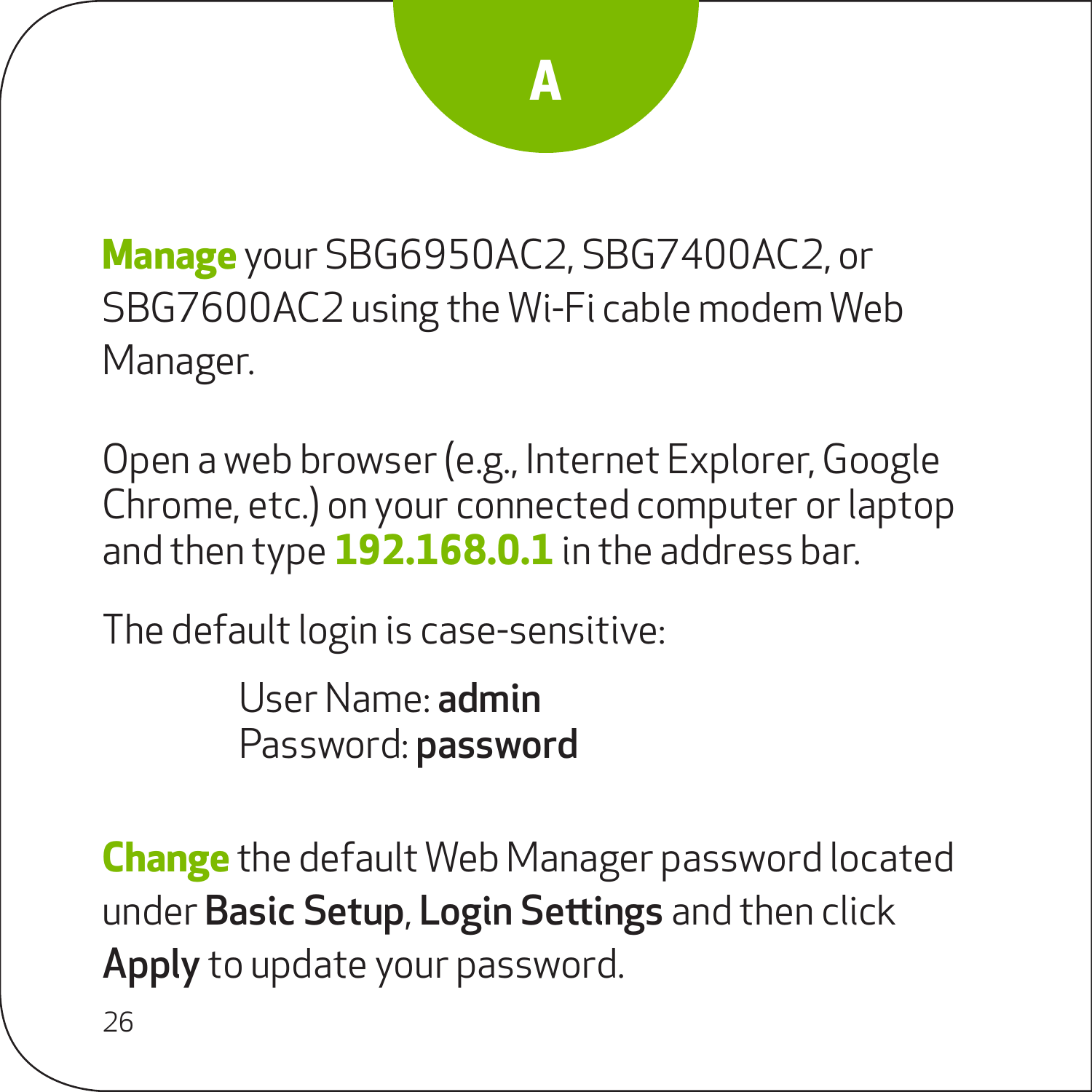# A

**Manage** your SBG6950AC2, SBG7400AC2, or SBG7600AC2 using the Wi-Fi cable modem Web Manager.

Open a web browser (e.g., Internet Explorer, Google Chrome, etc.) on your connected computer or laptop and then type **192.168.0.1** in the address bar.

The default login is case-sensitive:

User Name: **admin**
Password: **password**

**Change** the default Web Manager password located under **Basic Setup**, **Login Settings** and then click **Apply** to update your password.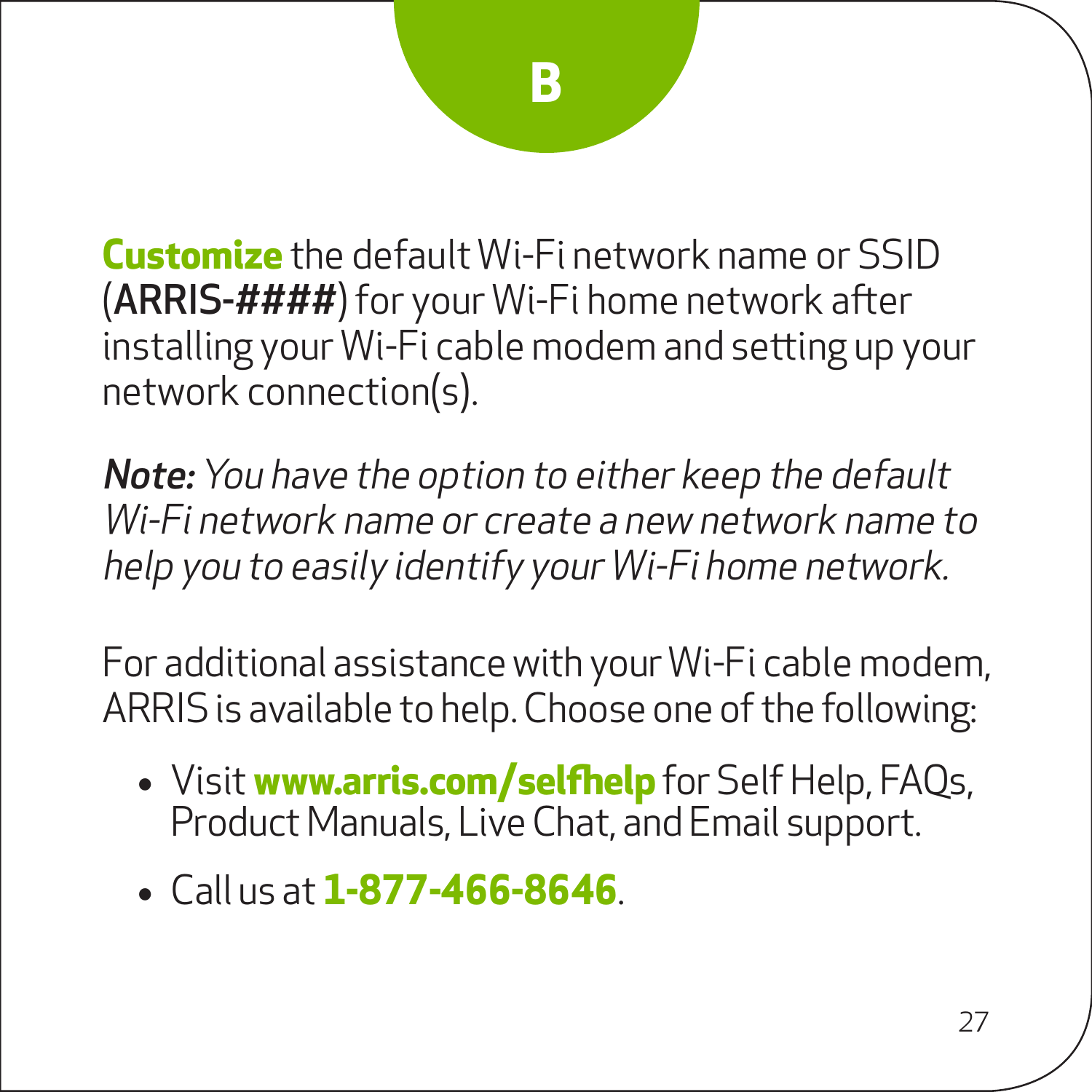## B

**Customize** the default Wi-Fi network name or SSID (**ARRIS-####**) for your Wi-Fi home network after installing your Wi-Fi cable modem and setting up your network connection(s).

***Note:*** *You have the option to either keep the default Wi-Fi network name or create a new network name to help you to easily identify your Wi-Fi home network.*

For additional assistance with your Wi-Fi cable modem, ARRIS is available to help. Choose one of the following:

- Visit **www.arris.com/selfhelp** for Self Help, FAQs, Product Manuals, Live Chat, and Email support.
- Call us at **1-877-466-8646**.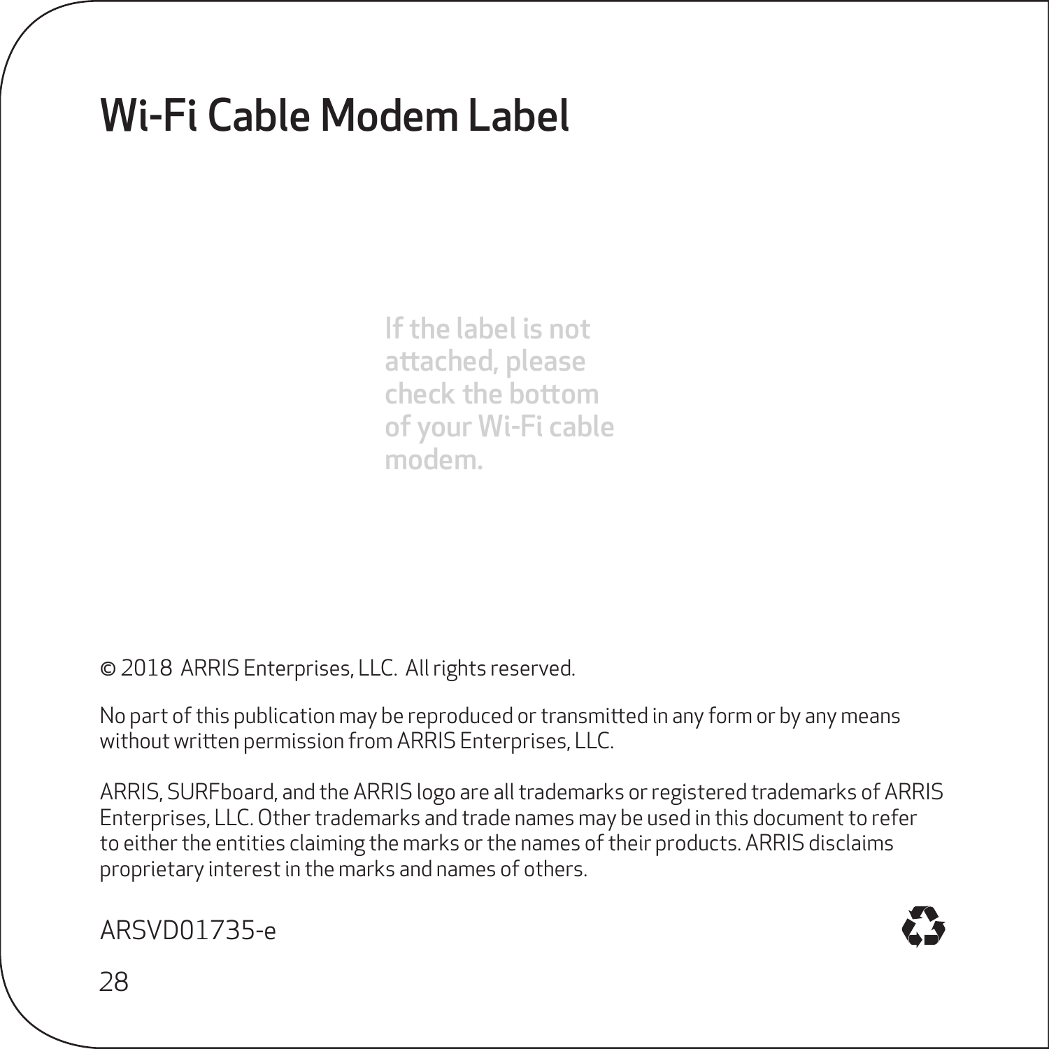# Wi-Fi Cable Modem Label

If the label is not attached, please check the bottom of your Wi-Fi cable modem.

© 2018 ARRIS Enterprises, LLC. All rights reserved.

No part of this publication may be reproduced or transmitted in any form or by any means without written permission from ARRIS Enterprises, LLC.

ARRIS, SURFboard, and the ARRIS logo are all trademarks or registered trademarks of ARRIS Enterprises, LLC. Other trademarks and trade names may be used in this document to refer to either the entities claiming the marks or the names of their products. ARRIS disclaims proprietary interest in the marks and names of others.

ARSVD01735-e